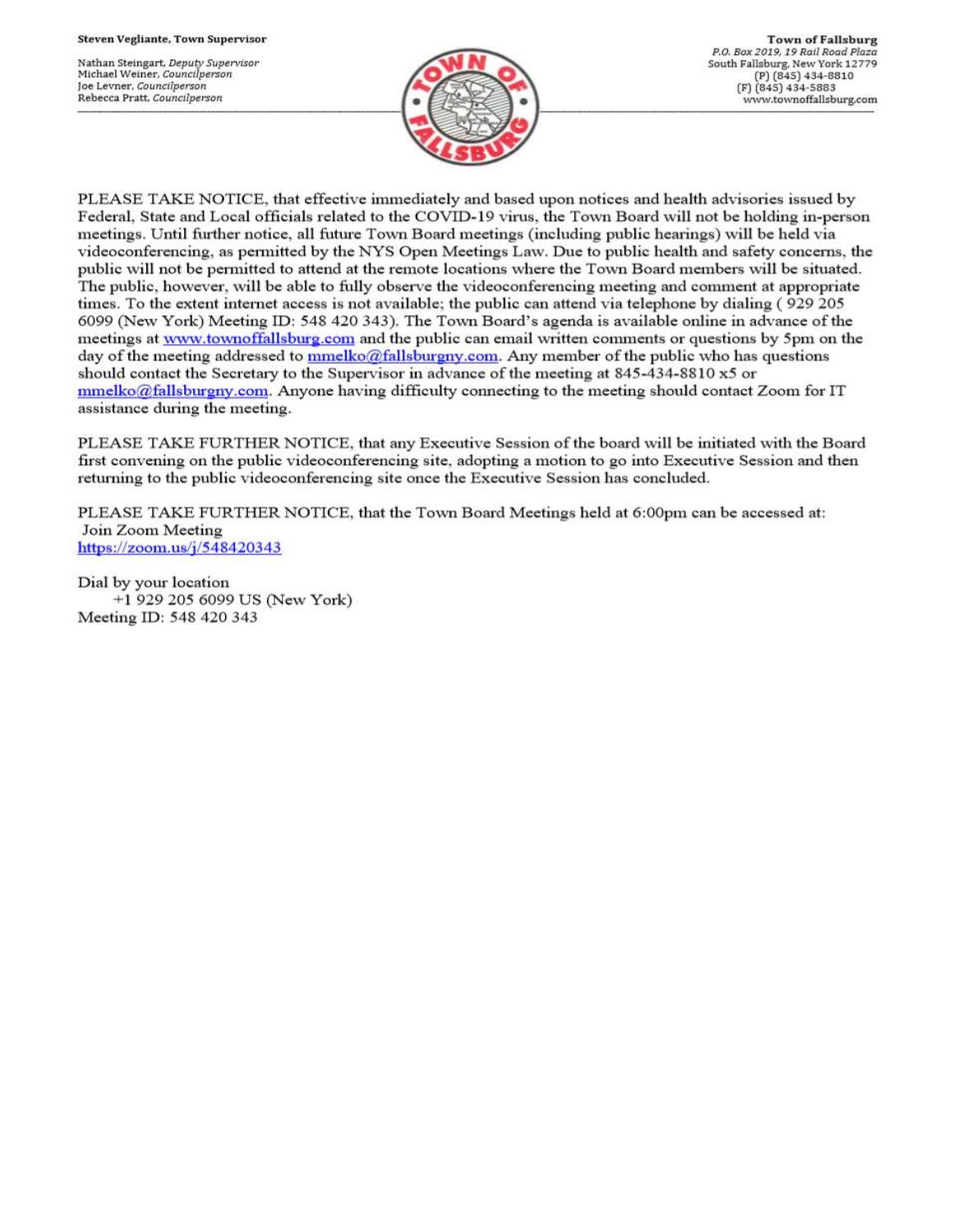**Steven Vegliante, Town Supervisor**

Nathan Steingart, *Deputy Supervisor*
Michael Weiner, *Councilperson*
Joe Levner, *Councilperson*
Rebecca Pratt, *Councilperson*

**Town of Fallsburg**
*P.O. Box 2019, 19 Rail Road Plaza*
South Fallsburg, New York 12779
(P) (845) 434-8810
(F) (845) 434-5883
www.townoffallsburg.com

---

PLEASE TAKE NOTICE, that effective immediately and based upon notices and health advisories issued by Federal, State and Local officials related to the COVID-19 virus, the Town Board will not be holding in-person meetings. Until further notice, all future Town Board meetings (including public hearings) will be held via videoconferencing, as permitted by the NYS Open Meetings Law. Due to public health and safety concerns, the public will not be permitted to attend at the remote locations where the Town Board members will be situated. The public, however, will be able to fully observe the videoconferencing meeting and comment at appropriate times. To the extent internet access is not available; the public can attend via telephone by dialing ( 929 205 6099 (New York) Meeting ID: 548 420 343). The Town Board's agenda is available online in advance of the meetings at [www.townoffallsburg.com](http://www.townoffallsburg.com) and the public can email written comments or questions by 5pm on the day of the meeting addressed to [mmelko@fallsburgny.com](mailto:mmelko@fallsburgny.com). Any member of the public who has questions should contact the Secretary to the Supervisor in advance of the meeting at 845-434-8810 x5 or [mmelko@fallsburgny.com](mailto:mmelko@fallsburgny.com). Anyone having difficulty connecting to the meeting should contact Zoom for IT assistance during the meeting.

PLEASE TAKE FURTHER NOTICE, that any Executive Session of the board will be initiated with the Board first convening on the public videoconferencing site, adopting a motion to go into Executive Session and then returning to the public videoconferencing site once the Executive Session has concluded.

PLEASE TAKE FURTHER NOTICE, that the Town Board Meetings held at 6:00pm can be accessed at:
Join Zoom Meeting
[https://zoom.us/j/548420343](https://zoom.us/j/548420343)

Dial by your location
+1 929 205 6099 US (New York)
Meeting ID: 548 420 343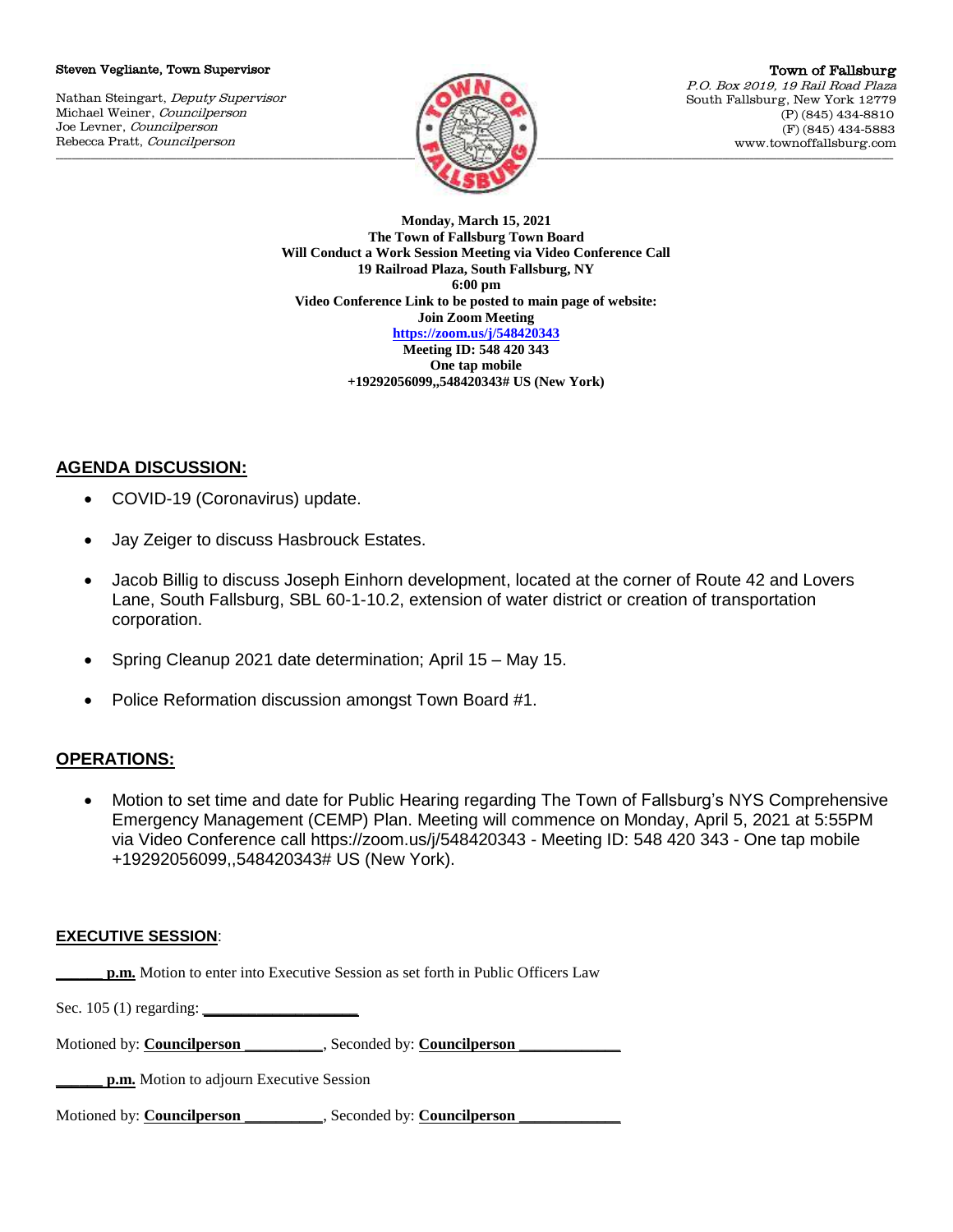Steven Vegliante, Town Supervisor

Nathan Steingart, *Deputy Supervisor*
Michael Weiner, *Councilperson*
Joe Levner, *Councilperson*
Rebecca Pratt, *Councilperson*

Town of Fallsburg
*P.O. Box 2019, 19 Rail Road Plaza*
South Fallsburg, New York 12779
(P) (845) 434-8810
(F) (845) 434-5883
www.townoffallsburg.com

**Monday, March 15, 2021**
**The Town of Fallsburg Town Board**
**Will Conduct a Work Session Meeting via Video Conference Call**
**19 Railroad Plaza, South Fallsburg, NY**
**6:00 pm**
**Video Conference Link to be posted to main page of website:**
**Join Zoom Meeting**
**https://zoom.us/j/548420343**
**Meeting ID: 548 420 343**
**One tap mobile**
**+19292056099,,548420343# US (New York)**

## AGENDA DISCUSSION:

- COVID-19 (Coronavirus) update.
- Jay Zeiger to discuss Hasbrouck Estates.
- Jacob Billig to discuss Joseph Einhorn development, located at the corner of Route 42 and Lovers Lane, South Fallsburg, SBL 60-1-10.2, extension of water district or creation of transportation corporation.
- Spring Cleanup 2021 date determination; April 15 – May 15.
- Police Reformation discussion amongst Town Board #1.

## OPERATIONS:

- Motion to set time and date for Public Hearing regarding The Town of Fallsburg's NYS Comprehensive Emergency Management (CEMP) Plan. Meeting will commence on Monday, April 5, 2021 at 5:55PM via Video Conference call https://zoom.us/j/548420343 - Meeting ID: 548 420 343 - One tap mobile +19292056099,,548420343# US (New York).

## EXECUTIVE SESSION:

**______ p.m.** Motion to enter into Executive Session as set forth in Public Officers Law

Sec. 105 (1) regarding: ____________________

Motioned by: **Councilperson __________**, Seconded by: **Councilperson _____________**

**______ p.m.** Motion to adjourn Executive Session

Motioned by: **Councilperson __________**, Seconded by: **Councilperson _____________**